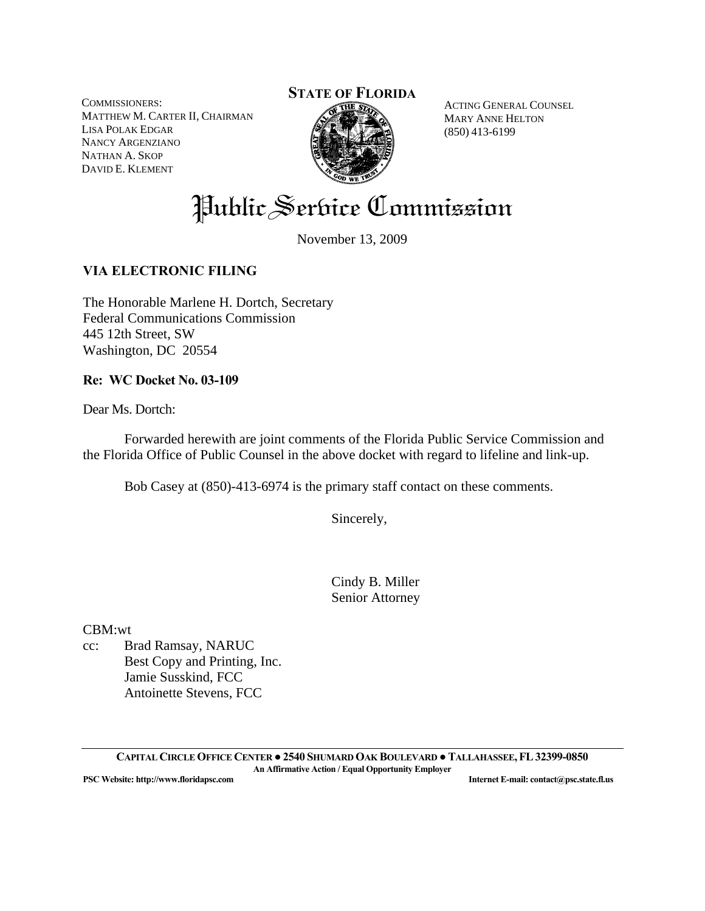COMMISSIONERS:
MATTHEW M. CARTER II, CHAIRMAN
LISA POLAK EDGAR
NANCY ARGENZIANO
NATHAN A. SKOP
DAVID E. KLEMENT

**STATE OF FLORIDA**

ACTING GENERAL COUNSEL
MARY ANNE HELTON
(850) 413-6199

# Public Service Commission

November 13, 2009

**VIA ELECTRONIC FILING**

The Honorable Marlene H. Dortch, Secretary
Federal Communications Commission
445 12th Street, SW
Washington, DC 20554

**Re: WC Docket No. 03-109**

Dear Ms. Dortch:

Forwarded herewith are joint comments of the Florida Public Service Commission and the Florida Office of Public Counsel in the above docket with regard to lifeline and link-up.

Bob Casey at (850)-413-6974 is the primary staff contact on these comments.

Sincerely,

Cindy B. Miller
Senior Attorney

CBM:wt
cc: Brad Ramsay, NARUC
Best Copy and Printing, Inc.
Jamie Susskind, FCC
Antoinette Stevens, FCC

**CAPITAL CIRCLE OFFICE CENTER ● 2540 SHUMARD OAK BOULEVARD ● TALLAHASSEE, FL 32399-0850**
**An Affirmative Action / Equal Opportunity Employer**
**PSC Website: http://www.floridapsc.com** **Internet E-mail: contact@psc.state.fl.us**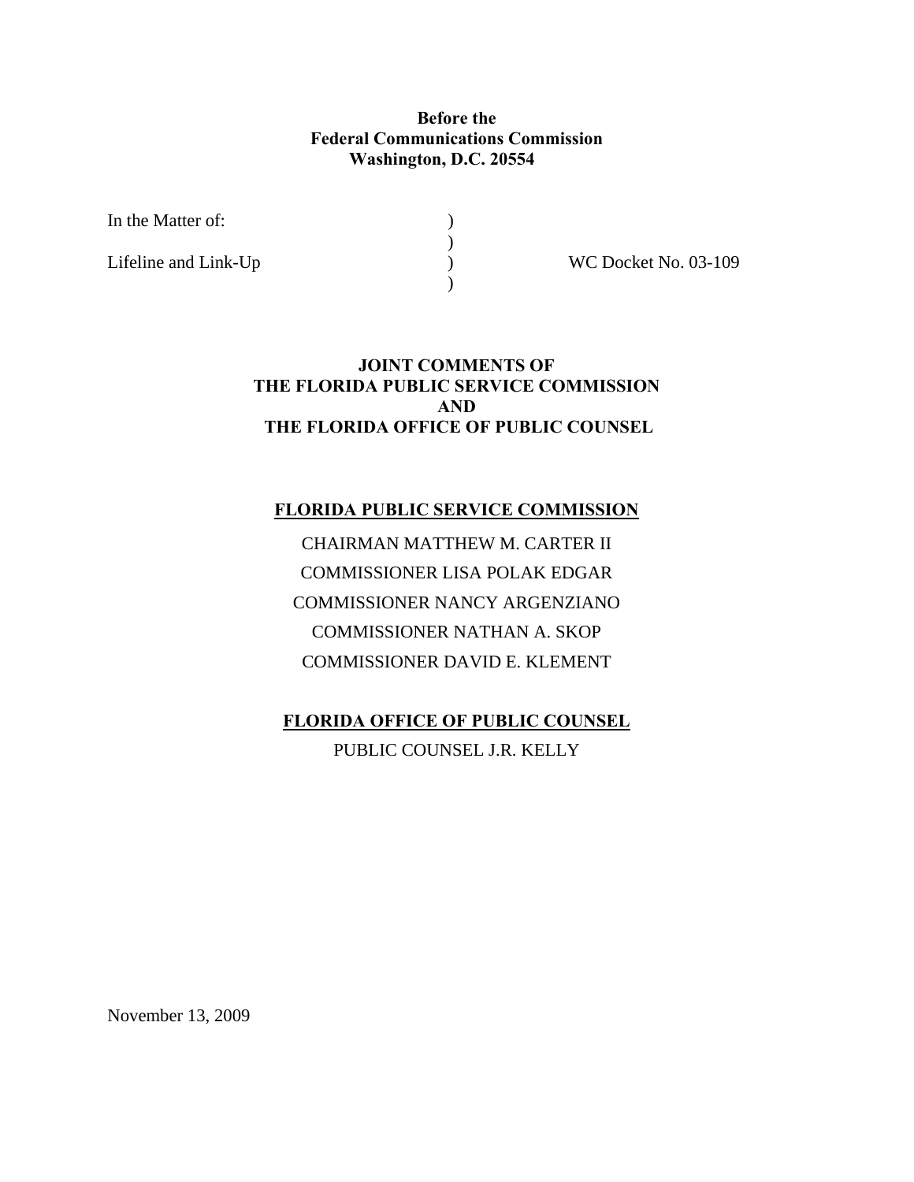**Before the**
**Federal Communications Commission**
**Washington, D.C. 20554**

| | | |
|---|---|---|
| In the Matter of: | ) | |
| | ) | |
| Lifeline and Link-Up | ) | WC Docket No. 03-109 |
| | ) | |

**JOINT COMMENTS OF**
**THE FLORIDA PUBLIC SERVICE COMMISSION**
**AND**
**THE FLORIDA OFFICE OF PUBLIC COUNSEL**

**FLORIDA PUBLIC SERVICE COMMISSION**

CHAIRMAN MATTHEW M. CARTER II
COMMISSIONER LISA POLAK EDGAR
COMMISSIONER NANCY ARGENZIANO
COMMISSIONER NATHAN A. SKOP
COMMISSIONER DAVID E. KLEMENT

**FLORIDA OFFICE OF PUBLIC COUNSEL**

PUBLIC COUNSEL J.R. KELLY

November 13, 2009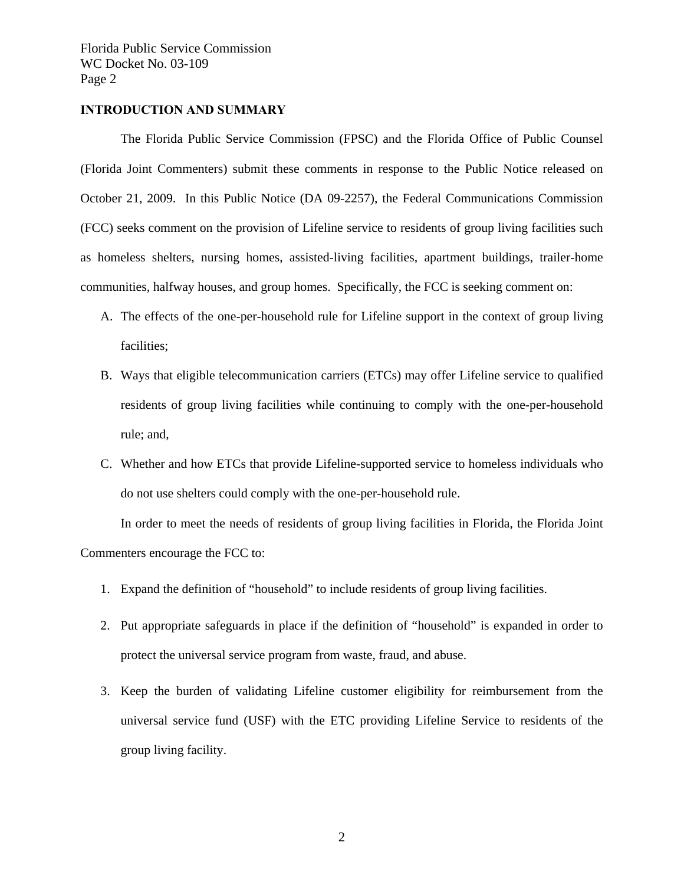## INTRODUCTION AND SUMMARY

The Florida Public Service Commission (FPSC) and the Florida Office of Public Counsel (Florida Joint Commenters) submit these comments in response to the Public Notice released on October 21, 2009. In this Public Notice (DA 09-2257), the Federal Communications Commission (FCC) seeks comment on the provision of Lifeline service to residents of group living facilities such as homeless shelters, nursing homes, assisted-living facilities, apartment buildings, trailer-home communities, halfway houses, and group homes. Specifically, the FCC is seeking comment on:

A. The effects of the one-per-household rule for Lifeline support in the context of group living facilities;

B. Ways that eligible telecommunication carriers (ETCs) may offer Lifeline service to qualified residents of group living facilities while continuing to comply with the one-per-household rule; and,

C. Whether and how ETCs that provide Lifeline-supported service to homeless individuals who do not use shelters could comply with the one-per-household rule.

In order to meet the needs of residents of group living facilities in Florida, the Florida Joint Commenters encourage the FCC to:

1. Expand the definition of "household" to include residents of group living facilities.

2. Put appropriate safeguards in place if the definition of "household" is expanded in order to protect the universal service program from waste, fraud, and abuse.

3. Keep the burden of validating Lifeline customer eligibility for reimbursement from the universal service fund (USF) with the ETC providing Lifeline Service to residents of the group living facility.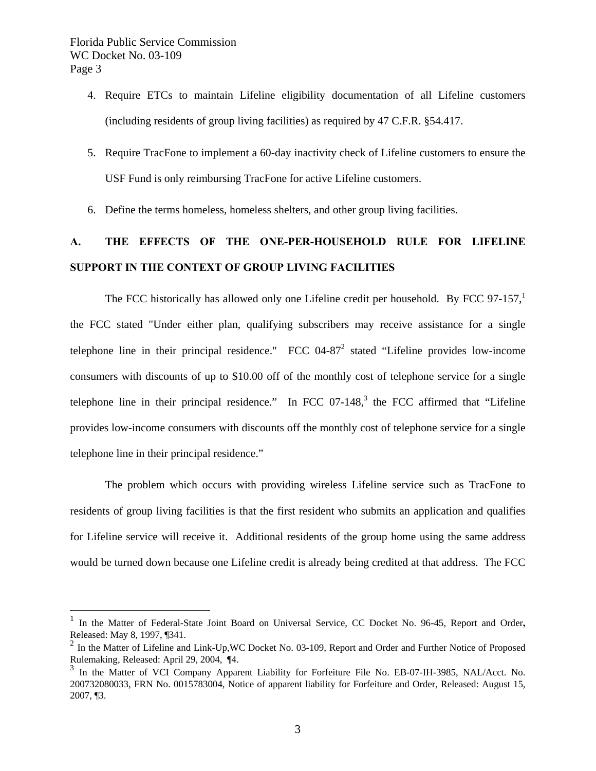4. Require ETCs to maintain Lifeline eligibility documentation of all Lifeline customers (including residents of group living facilities) as required by 47 C.F.R. §54.417.

5. Require TracFone to implement a 60-day inactivity check of Lifeline customers to ensure the USF Fund is only reimbursing TracFone for active Lifeline customers.

6. Define the terms homeless, homeless shelters, and other group living facilities.

## A. THE EFFECTS OF THE ONE-PER-HOUSEHOLD RULE FOR LIFELINE SUPPORT IN THE CONTEXT OF GROUP LIVING FACILITIES

The FCC historically has allowed only one Lifeline credit per household. By FCC 97-157,[1] the FCC stated "Under either plan, qualifying subscribers may receive assistance for a single telephone line in their principal residence." FCC 04-87[2] stated "Lifeline provides low-income consumers with discounts of up to $10.00 off of the monthly cost of telephone service for a single telephone line in their principal residence." In FCC 07-148,[3] the FCC affirmed that "Lifeline provides low-income consumers with discounts off the monthly cost of telephone service for a single telephone line in their principal residence."

The problem which occurs with providing wireless Lifeline service such as TracFone to residents of group living facilities is that the first resident who submits an application and qualifies for Lifeline service will receive it. Additional residents of the group home using the same address would be turned down because one Lifeline credit is already being credited at that address. The FCC

---

[1] In the Matter of Federal-State Joint Board on Universal Service, CC Docket No. 96-45, Report and Order**,** Released: May 8, 1997, ¶341.

[2] In the Matter of Lifeline and Link-Up,WC Docket No. 03-109, Report and Order and Further Notice of Proposed Rulemaking, Released: April 29, 2004, ¶4.

[3] In the Matter of VCI Company Apparent Liability for Forfeiture File No. EB-07-IH-3985, NAL/Acct. No. 200732080033, FRN No. 0015783004, Notice of apparent liability for Forfeiture and Order, Released: August 15, 2007, ¶3.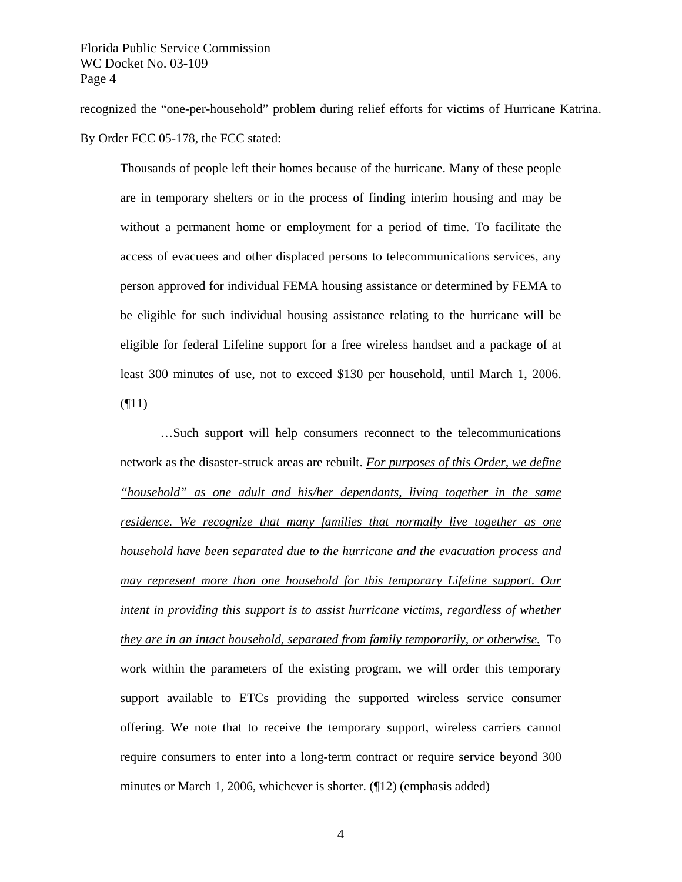recognized the "one-per-household" problem during relief efforts for victims of Hurricane Katrina. By Order FCC 05-178, the FCC stated:

> Thousands of people left their homes because of the hurricane. Many of these people are in temporary shelters or in the process of finding interim housing and may be without a permanent home or employment for a period of time. To facilitate the access of evacuees and other displaced persons to telecommunications services, any person approved for individual FEMA housing assistance or determined by FEMA to be eligible for such individual housing assistance relating to the hurricane will be eligible for federal Lifeline support for a free wireless handset and a package of at least 300 minutes of use, not to exceed $130 per household, until March 1, 2006. (¶11)
>
> …Such support will help consumers reconnect to the telecommunications network as the disaster-struck areas are rebuilt. *<u>For purposes of this Order, we define "household" as one adult and his/her dependants, living together in the same residence. We recognize that many families that normally live together as one household have been separated due to the hurricane and the evacuation process and may represent more than one household for this temporary Lifeline support. Our intent in providing this support is to assist hurricane victims, regardless of whether they are in an intact household, separated from family temporarily, or otherwise.</u>* To work within the parameters of the existing program, we will order this temporary support available to ETCs providing the supported wireless service consumer offering. We note that to receive the temporary support, wireless carriers cannot require consumers to enter into a long-term contract or require service beyond 300 minutes or March 1, 2006, whichever is shorter. (¶12) (emphasis added)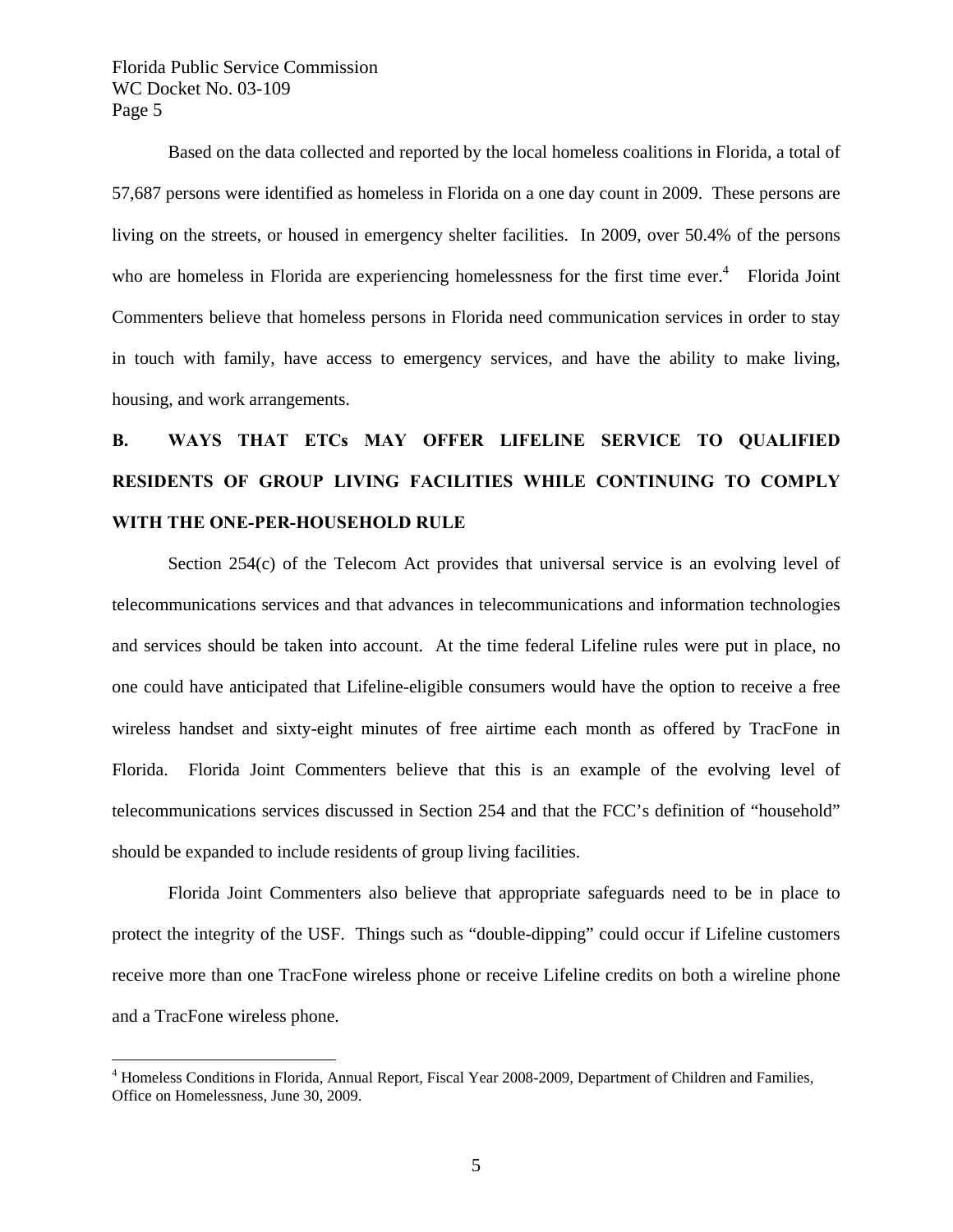Based on the data collected and reported by the local homeless coalitions in Florida, a total of 57,687 persons were identified as homeless in Florida on a one day count in 2009. These persons are living on the streets, or housed in emergency shelter facilities. In 2009, over 50.4% of the persons who are homeless in Florida are experiencing homelessness for the first time ever.[4] Florida Joint Commenters believe that homeless persons in Florida need communication services in order to stay in touch with family, have access to emergency services, and have the ability to make living, housing, and work arrangements.

## B. WAYS THAT ETCs MAY OFFER LIFELINE SERVICE TO QUALIFIED RESIDENTS OF GROUP LIVING FACILITIES WHILE CONTINUING TO COMPLY WITH THE ONE-PER-HOUSEHOLD RULE

Section 254(c) of the Telecom Act provides that universal service is an evolving level of telecommunications services and that advances in telecommunications and information technologies and services should be taken into account. At the time federal Lifeline rules were put in place, no one could have anticipated that Lifeline-eligible consumers would have the option to receive a free wireless handset and sixty-eight minutes of free airtime each month as offered by TracFone in Florida. Florida Joint Commenters believe that this is an example of the evolving level of telecommunications services discussed in Section 254 and that the FCC's definition of "household" should be expanded to include residents of group living facilities.

Florida Joint Commenters also believe that appropriate safeguards need to be in place to protect the integrity of the USF. Things such as "double-dipping" could occur if Lifeline customers receive more than one TracFone wireless phone or receive Lifeline credits on both a wireline phone and a TracFone wireless phone.

---

[4] Homeless Conditions in Florida, Annual Report, Fiscal Year 2008-2009, Department of Children and Families, Office on Homelessness, June 30, 2009.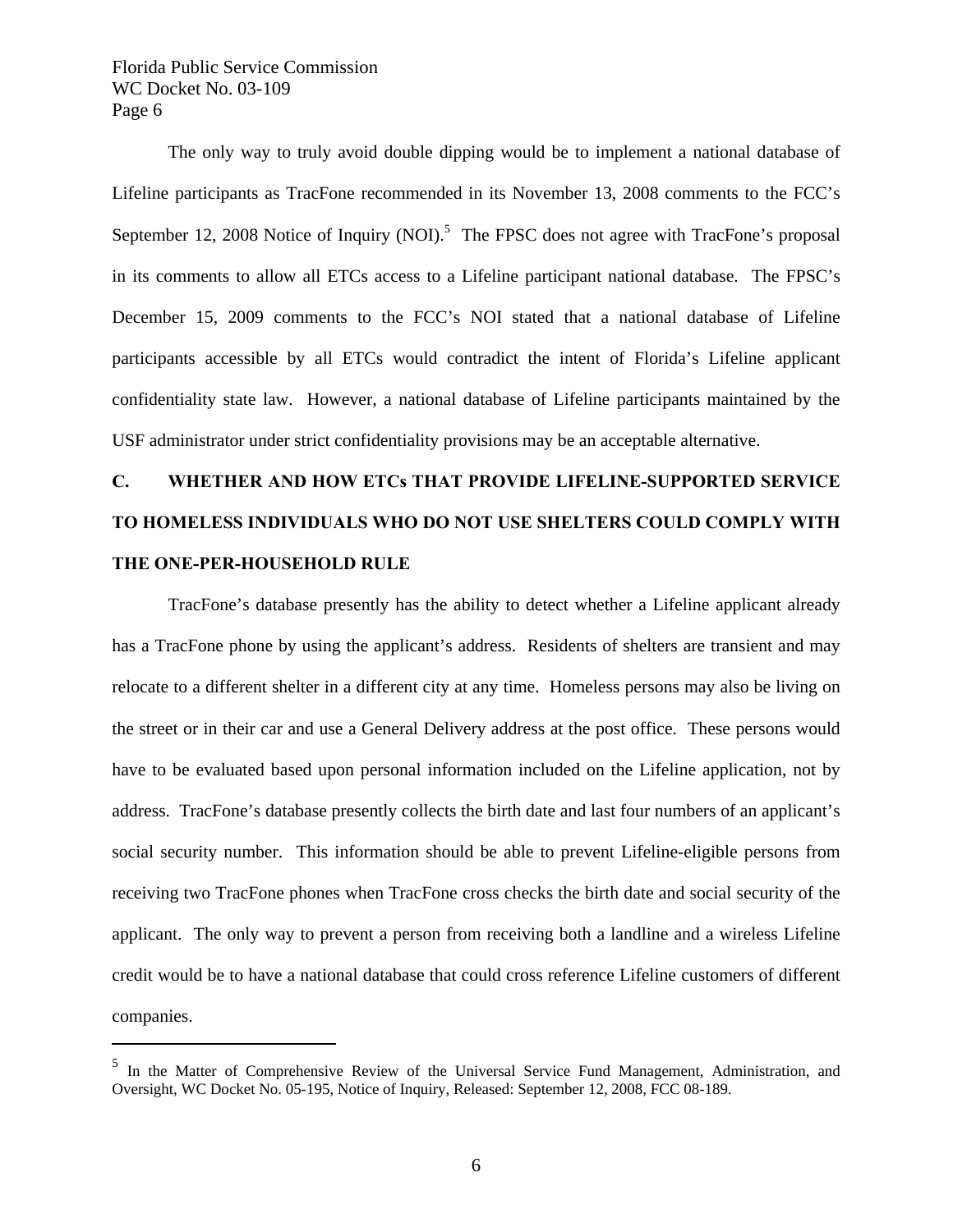The only way to truly avoid double dipping would be to implement a national database of Lifeline participants as TracFone recommended in its November 13, 2008 comments to the FCC's September 12, 2008 Notice of Inquiry (NOI).[5] The FPSC does not agree with TracFone's proposal in its comments to allow all ETCs access to a Lifeline participant national database. The FPSC's December 15, 2009 comments to the FCC's NOI stated that a national database of Lifeline participants accessible by all ETCs would contradict the intent of Florida's Lifeline applicant confidentiality state law. However, a national database of Lifeline participants maintained by the USF administrator under strict confidentiality provisions may be an acceptable alternative.

## C. WHETHER AND HOW ETCs THAT PROVIDE LIFELINE-SUPPORTED SERVICE TO HOMELESS INDIVIDUALS WHO DO NOT USE SHELTERS COULD COMPLY WITH THE ONE-PER-HOUSEHOLD RULE

TracFone's database presently has the ability to detect whether a Lifeline applicant already has a TracFone phone by using the applicant's address. Residents of shelters are transient and may relocate to a different shelter in a different city at any time. Homeless persons may also be living on the street or in their car and use a General Delivery address at the post office. These persons would have to be evaluated based upon personal information included on the Lifeline application, not by address. TracFone's database presently collects the birth date and last four numbers of an applicant's social security number. This information should be able to prevent Lifeline-eligible persons from receiving two TracFone phones when TracFone cross checks the birth date and social security of the applicant. The only way to prevent a person from receiving both a landline and a wireless Lifeline credit would be to have a national database that could cross reference Lifeline customers of different companies.

---

[5] In the Matter of Comprehensive Review of the Universal Service Fund Management, Administration, and Oversight, WC Docket No. 05-195, Notice of Inquiry, Released: September 12, 2008, FCC 08-189.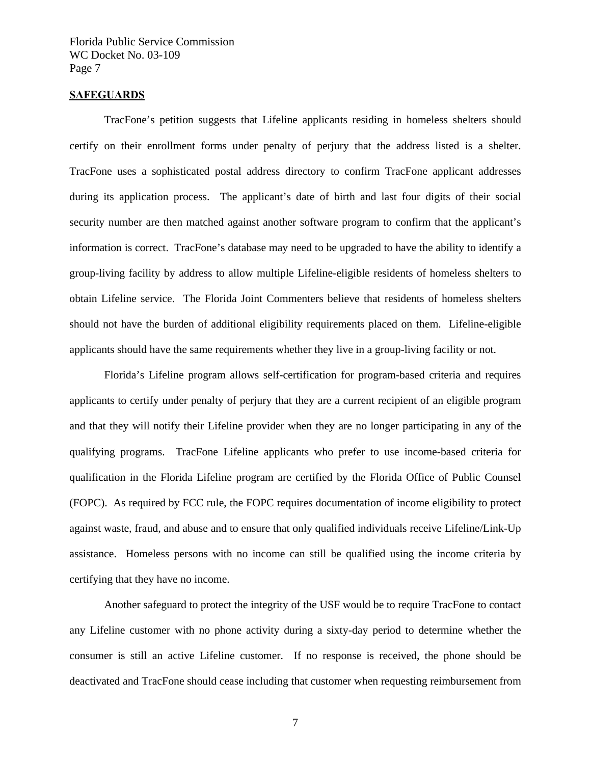**SAFEGUARDS**

TracFone's petition suggests that Lifeline applicants residing in homeless shelters should certify on their enrollment forms under penalty of perjury that the address listed is a shelter. TracFone uses a sophisticated postal address directory to confirm TracFone applicant addresses during its application process. The applicant's date of birth and last four digits of their social security number are then matched against another software program to confirm that the applicant's information is correct. TracFone's database may need to be upgraded to have the ability to identify a group-living facility by address to allow multiple Lifeline-eligible residents of homeless shelters to obtain Lifeline service. The Florida Joint Commenters believe that residents of homeless shelters should not have the burden of additional eligibility requirements placed on them. Lifeline-eligible applicants should have the same requirements whether they live in a group-living facility or not.

Florida's Lifeline program allows self-certification for program-based criteria and requires applicants to certify under penalty of perjury that they are a current recipient of an eligible program and that they will notify their Lifeline provider when they are no longer participating in any of the qualifying programs. TracFone Lifeline applicants who prefer to use income-based criteria for qualification in the Florida Lifeline program are certified by the Florida Office of Public Counsel (FOPC). As required by FCC rule, the FOPC requires documentation of income eligibility to protect against waste, fraud, and abuse and to ensure that only qualified individuals receive Lifeline/Link-Up assistance. Homeless persons with no income can still be qualified using the income criteria by certifying that they have no income.

Another safeguard to protect the integrity of the USF would be to require TracFone to contact any Lifeline customer with no phone activity during a sixty-day period to determine whether the consumer is still an active Lifeline customer. If no response is received, the phone should be deactivated and TracFone should cease including that customer when requesting reimbursement from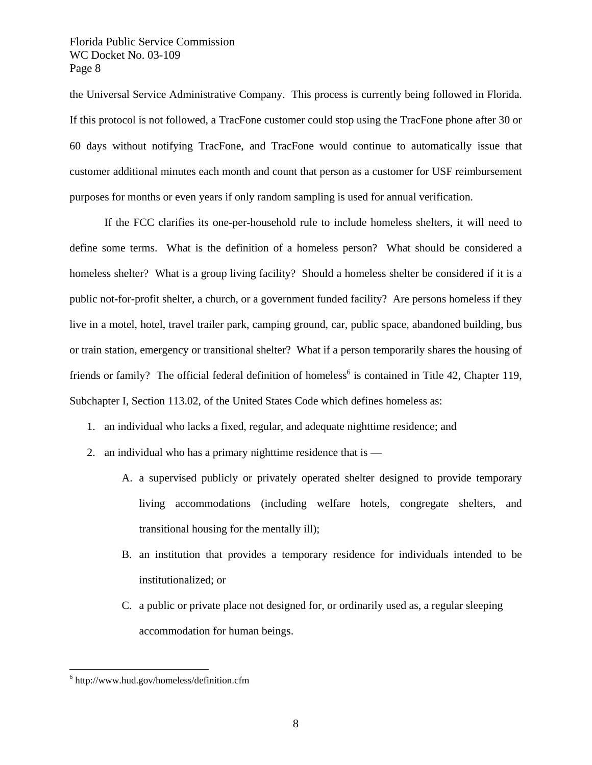the Universal Service Administrative Company. This process is currently being followed in Florida. If this protocol is not followed, a TracFone customer could stop using the TracFone phone after 30 or 60 days without notifying TracFone, and TracFone would continue to automatically issue that customer additional minutes each month and count that person as a customer for USF reimbursement purposes for months or even years if only random sampling is used for annual verification.

If the FCC clarifies its one-per-household rule to include homeless shelters, it will need to define some terms. What is the definition of a homeless person? What should be considered a homeless shelter? What is a group living facility? Should a homeless shelter be considered if it is a public not-for-profit shelter, a church, or a government funded facility? Are persons homeless if they live in a motel, hotel, travel trailer park, camping ground, car, public space, abandoned building, bus or train station, emergency or transitional shelter? What if a person temporarily shares the housing of friends or family? The official federal definition of homeless[6] is contained in Title 42, Chapter 119, Subchapter I, Section 113.02, of the United States Code which defines homeless as:

1. an individual who lacks a fixed, regular, and adequate nighttime residence; and
2. an individual who has a primary nighttime residence that is —
   A. a supervised publicly or privately operated shelter designed to provide temporary living accommodations (including welfare hotels, congregate shelters, and transitional housing for the mentally ill);
   B. an institution that provides a temporary residence for individuals intended to be institutionalized; or
   C. a public or private place not designed for, or ordinarily used as, a regular sleeping accommodation for human beings.

---

[6] http://www.hud.gov/homeless/definition.cfm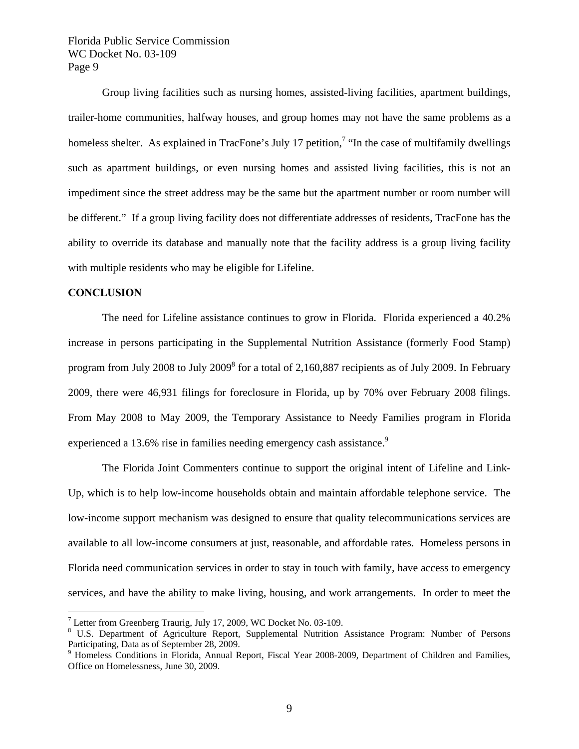Group living facilities such as nursing homes, assisted-living facilities, apartment buildings, trailer-home communities, halfway houses, and group homes may not have the same problems as a homeless shelter. As explained in TracFone's July 17 petition,[7] "In the case of multifamily dwellings such as apartment buildings, or even nursing homes and assisted living facilities, this is not an impediment since the street address may be the same but the apartment number or room number will be different." If a group living facility does not differentiate addresses of residents, TracFone has the ability to override its database and manually note that the facility address is a group living facility with multiple residents who may be eligible for Lifeline.

**CONCLUSION**

The need for Lifeline assistance continues to grow in Florida. Florida experienced a 40.2% increase in persons participating in the Supplemental Nutrition Assistance (formerly Food Stamp) program from July 2008 to July 2009[8] for a total of 2,160,887 recipients as of July 2009. In February 2009, there were 46,931 filings for foreclosure in Florida, up by 70% over February 2008 filings. From May 2008 to May 2009, the Temporary Assistance to Needy Families program in Florida experienced a 13.6% rise in families needing emergency cash assistance.[9]

The Florida Joint Commenters continue to support the original intent of Lifeline and Link-Up, which is to help low-income households obtain and maintain affordable telephone service. The low-income support mechanism was designed to ensure that quality telecommunications services are available to all low-income consumers at just, reasonable, and affordable rates. Homeless persons in Florida need communication services in order to stay in touch with family, have access to emergency services, and have the ability to make living, housing, and work arrangements. In order to meet the

---

[7] Letter from Greenberg Traurig, July 17, 2009, WC Docket No. 03-109.

[8] U.S. Department of Agriculture Report, Supplemental Nutrition Assistance Program: Number of Persons Participating, Data as of September 28, 2009.

[9] Homeless Conditions in Florida, Annual Report, Fiscal Year 2008-2009, Department of Children and Families, Office on Homelessness, June 30, 2009.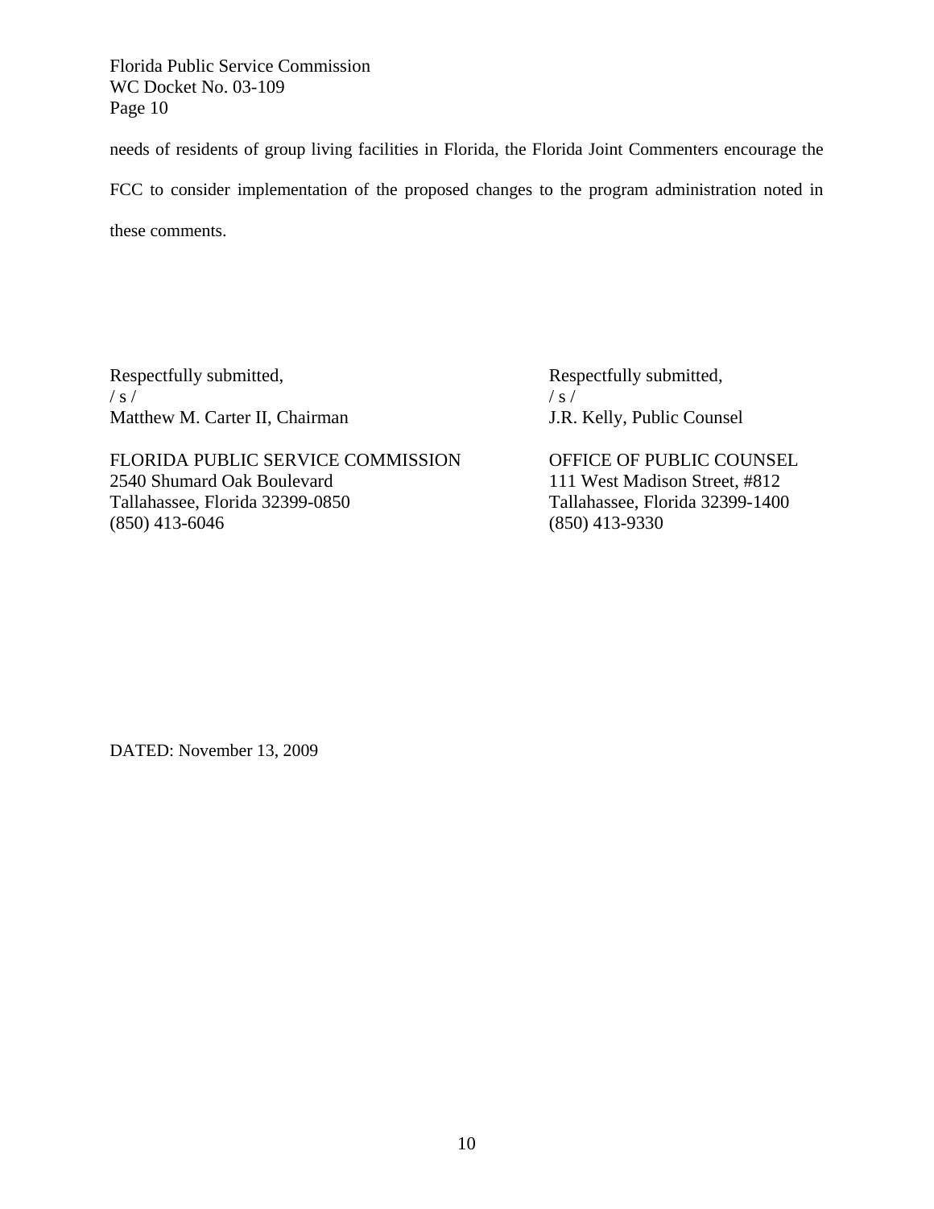needs of residents of group living facilities in Florida, the Florida Joint Commenters encourage the FCC to consider implementation of the proposed changes to the program administration noted in these comments.

Respectfully submitted,
/ s /
Matthew M. Carter II, Chairman

FLORIDA PUBLIC SERVICE COMMISSION
2540 Shumard Oak Boulevard
Tallahassee, Florida 32399-0850
(850) 413-6046

Respectfully submitted,
/ s /
J.R. Kelly, Public Counsel

OFFICE OF PUBLIC COUNSEL
111 West Madison Street, #812
Tallahassee, Florida 32399-1400
(850) 413-9330

DATED: November 13, 2009